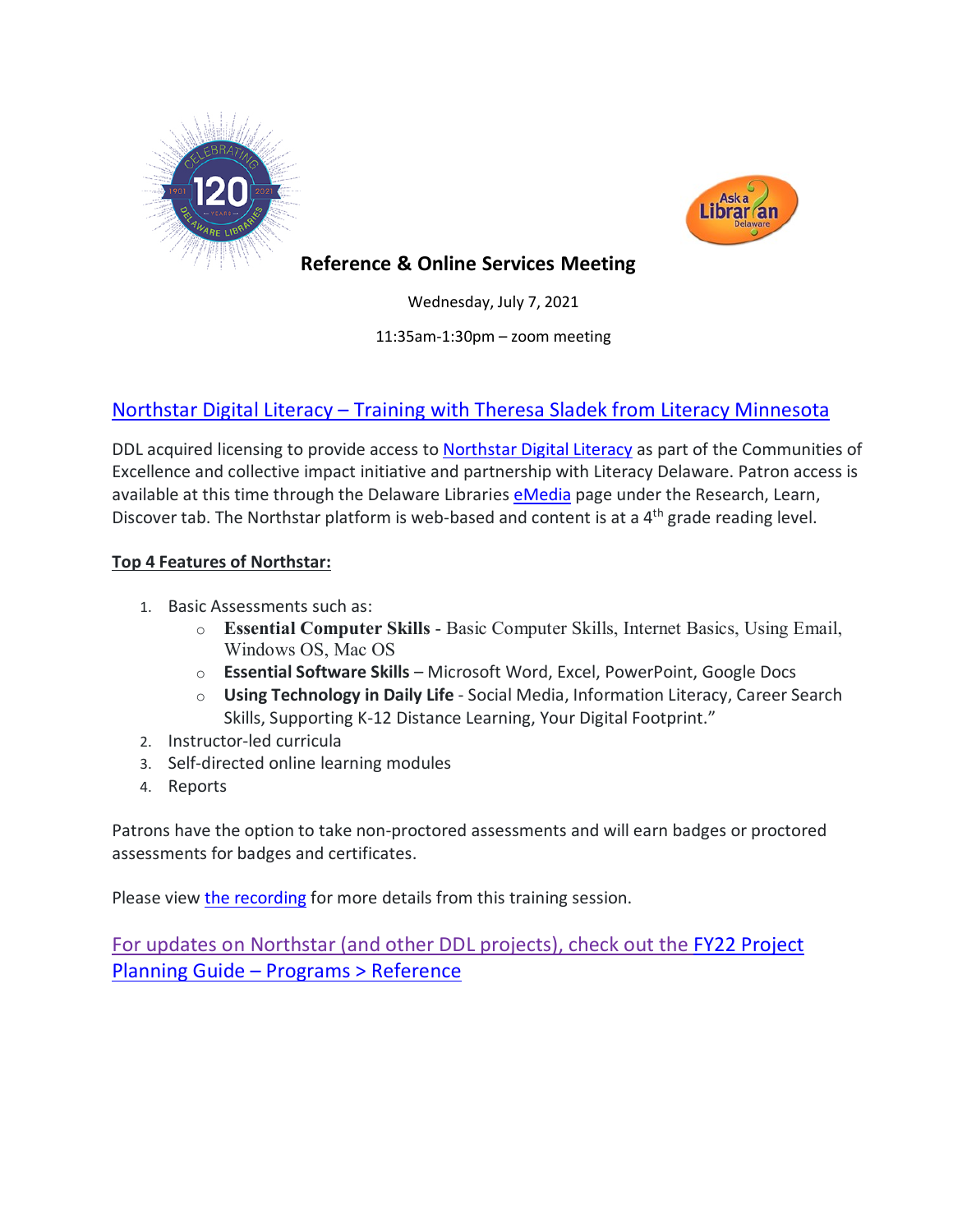# Reference & Online Services Meeting

Wednesday, July 7, 2021

11:35am-1:30pm – zoom meeting

## Northstar Digital Literacy – Training with Theresa Sladek from Literacy Minnesota

DDL acquired licensing to provide access to Northstar Digital Literacy as part of the Communities of Excellence and collective impact initiative and partnership with Literacy Delaware. Patron access is available at this time through the Delaware Libraries eMedia page under the Research, Learn, Discover tab. The Northstar platform is web-based and content is at a 4th grade reading level.

**Top 4 Features of Northstar:**

1. Basic Assessments such as:
   - **Essential Computer Skills** - Basic Computer Skills, Internet Basics, Using Email, Windows OS, Mac OS
   - **Essential Software Skills** – Microsoft Word, Excel, PowerPoint, Google Docs
   - **Using Technology in Daily Life** - Social Media, Information Literacy, Career Search Skills, Supporting K-12 Distance Learning, Your Digital Footprint."
2. Instructor-led curricula
3. Self-directed online learning modules
4. Reports

Patrons have the option to take non-proctored assessments and will earn badges or proctored assessments for badges and certificates.

Please view the recording for more details from this training session.

For updates on Northstar (and other DDL projects), check out the FY22 Project Planning Guide – Programs > Reference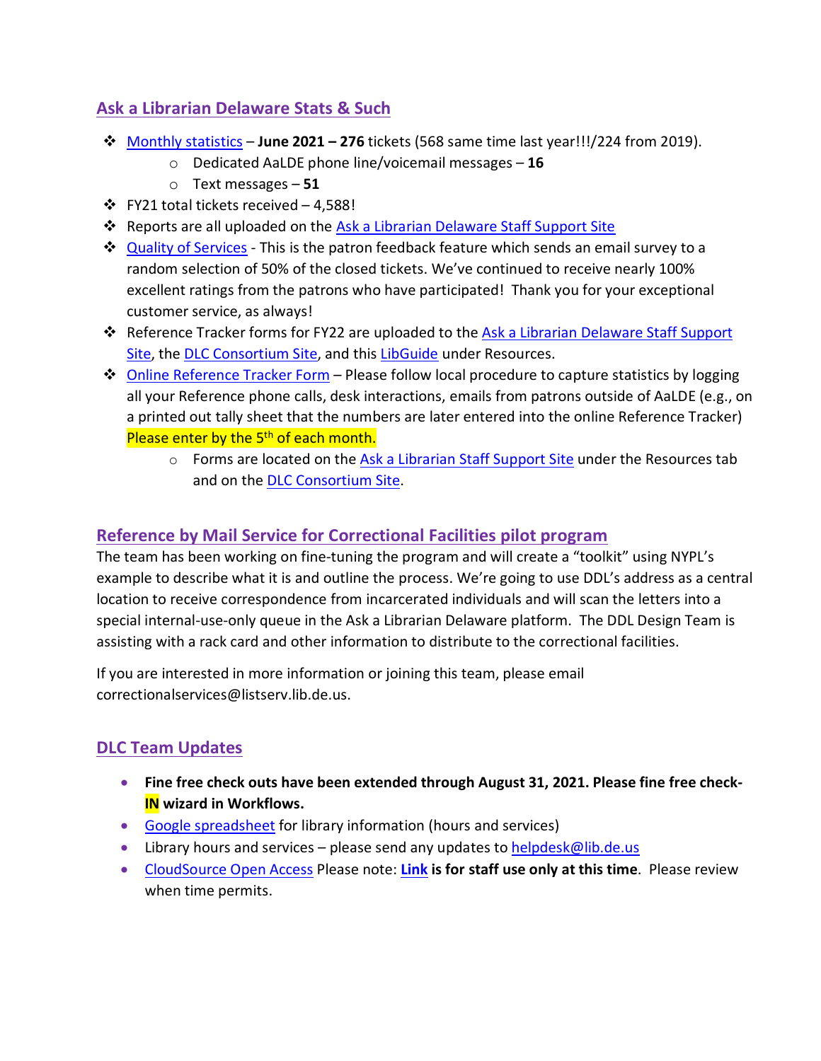## Ask a Librarian Delaware Stats & Such

- Monthly statistics – **June 2021 – 276** tickets (568 same time last year!!!/224 from 2019).
  - Dedicated AaLDE phone line/voicemail messages – **16**
  - Text messages – **51**
- FY21 total tickets received – 4,588!
- Reports are all uploaded on the Ask a Librarian Delaware Staff Support Site
- Quality of Services - This is the patron feedback feature which sends an email survey to a random selection of 50% of the closed tickets. We've continued to receive nearly 100% excellent ratings from the patrons who have participated! Thank you for your exceptional customer service, as always!
- Reference Tracker forms for FY22 are uploaded to the Ask a Librarian Delaware Staff Support Site, the DLC Consortium Site, and this LibGuide under Resources.
- Online Reference Tracker Form – Please follow local procedure to capture statistics by logging all your Reference phone calls, desk interactions, emails from patrons outside of AaLDE (e.g., on a printed out tally sheet that the numbers are later entered into the online Reference Tracker) Please enter by the 5th of each month.
  - Forms are located on the Ask a Librarian Staff Support Site under the Resources tab and on the DLC Consortium Site.

## Reference by Mail Service for Correctional Facilities pilot program

The team has been working on fine-tuning the program and will create a "toolkit" using NYPL's example to describe what it is and outline the process. We're going to use DDL's address as a central location to receive correspondence from incarcerated individuals and will scan the letters into a special internal-use-only queue in the Ask a Librarian Delaware platform. The DDL Design Team is assisting with a rack card and other information to distribute to the correctional facilities.

If you are interested in more information or joining this team, please email correctionalservices@listserv.lib.de.us.

## DLC Team Updates

- **Fine free check outs have been extended through August 31, 2021. Please fine free check-IN wizard in Workflows.**
- Google spreadsheet for library information (hours and services)
- Library hours and services – please send any updates to helpdesk@lib.de.us
- CloudSource Open Access Please note: **Link is for staff use only at this time**. Please review when time permits.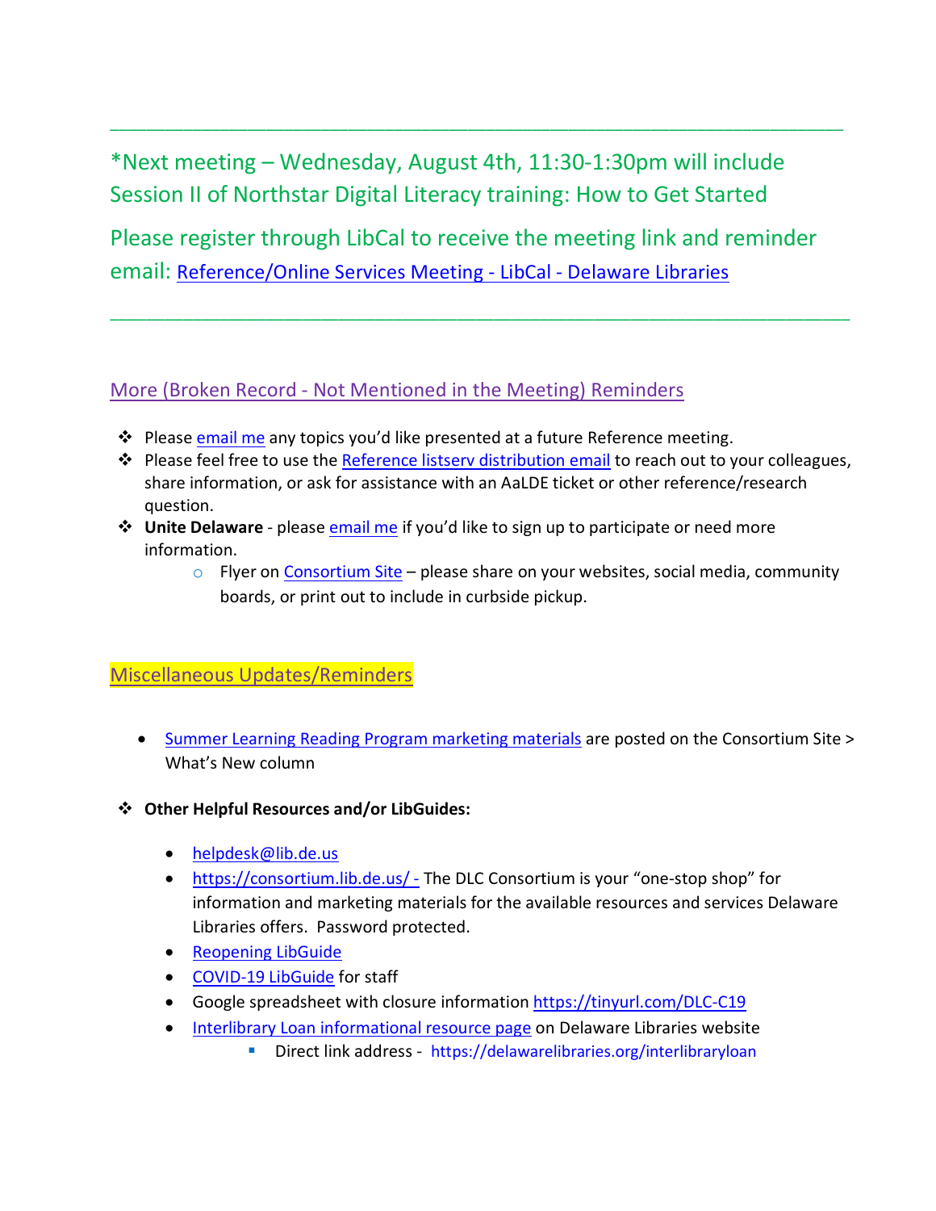---

*Next meeting – Wednesday, August 4th, 11:30-1:30pm will include Session II of Northstar Digital Literacy training: How to Get Started

Please register through LibCal to receive the meeting link and reminder email: Reference/Online Services Meeting - LibCal - Delaware Libraries

---

## More (Broken Record - Not Mentioned in the Meeting) Reminders

- Please email me any topics you'd like presented at a future Reference meeting.
- Please feel free to use the Reference listserv distribution email to reach out to your colleagues, share information, or ask for assistance with an AaLDE ticket or other reference/research question.
- **Unite Delaware** - please email me if you'd like to sign up to participate or need more information.
  - Flyer on Consortium Site – please share on your websites, social media, community boards, or print out to include in curbside pickup.

## Miscellaneous Updates/Reminders

- Summer Learning Reading Program marketing materials are posted on the Consortium Site > What's New column

- **Other Helpful Resources and/or LibGuides:**
  - helpdesk@lib.de.us
  - https://consortium.lib.de.us/ - The DLC Consortium is your "one-stop shop" for information and marketing materials for the available resources and services Delaware Libraries offers. Password protected.
  - Reopening LibGuide
  - COVID-19 LibGuide for staff
  - Google spreadsheet with closure information https://tinyurl.com/DLC-C19
  - Interlibrary Loan informational resource page on Delaware Libraries website
    - Direct link address - https://delawarelibraries.org/interlibraryloan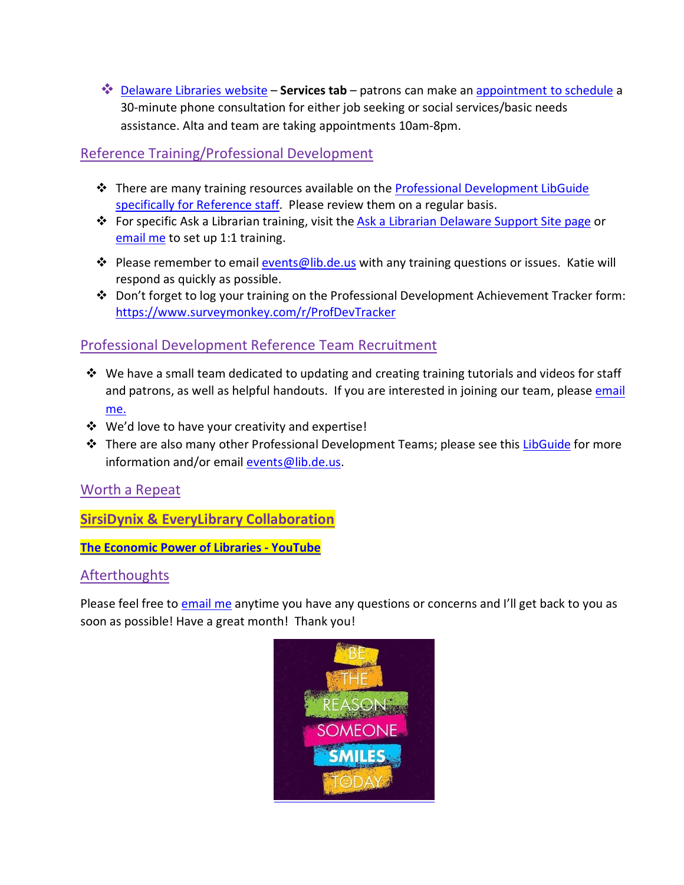- Delaware Libraries website – **Services tab** – patrons can make an appointment to schedule a 30-minute phone consultation for either job seeking or social services/basic needs assistance. Alta and team are taking appointments 10am-8pm.

## Reference Training/Professional Development

- There are many training resources available on the Professional Development LibGuide specifically for Reference staff. Please review them on a regular basis.
- For specific Ask a Librarian training, visit the Ask a Librarian Delaware Support Site page or email me to set up 1:1 training.
- Please remember to email events@lib.de.us with any training questions or issues. Katie will respond as quickly as possible.
- Don't forget to log your training on the Professional Development Achievement Tracker form: https://www.surveymonkey.com/r/ProfDevTracker

## Professional Development Reference Team Recruitment

- We have a small team dedicated to updating and creating training tutorials and videos for staff and patrons, as well as helpful handouts. If you are interested in joining our team, please email me.
- We'd love to have your creativity and expertise!
- There are also many other Professional Development Teams; please see this LibGuide for more information and/or email events@lib.de.us.

## Worth a Repeat

**SirsiDynix & EveryLibrary Collaboration**

**The Economic Power of Libraries - YouTube**

## Afterthoughts

Please feel free to email me anytime you have any questions or concerns and I'll get back to you as soon as possible! Have a great month! Thank you!

BE THE REASON SOMEONE SMILES TODAY